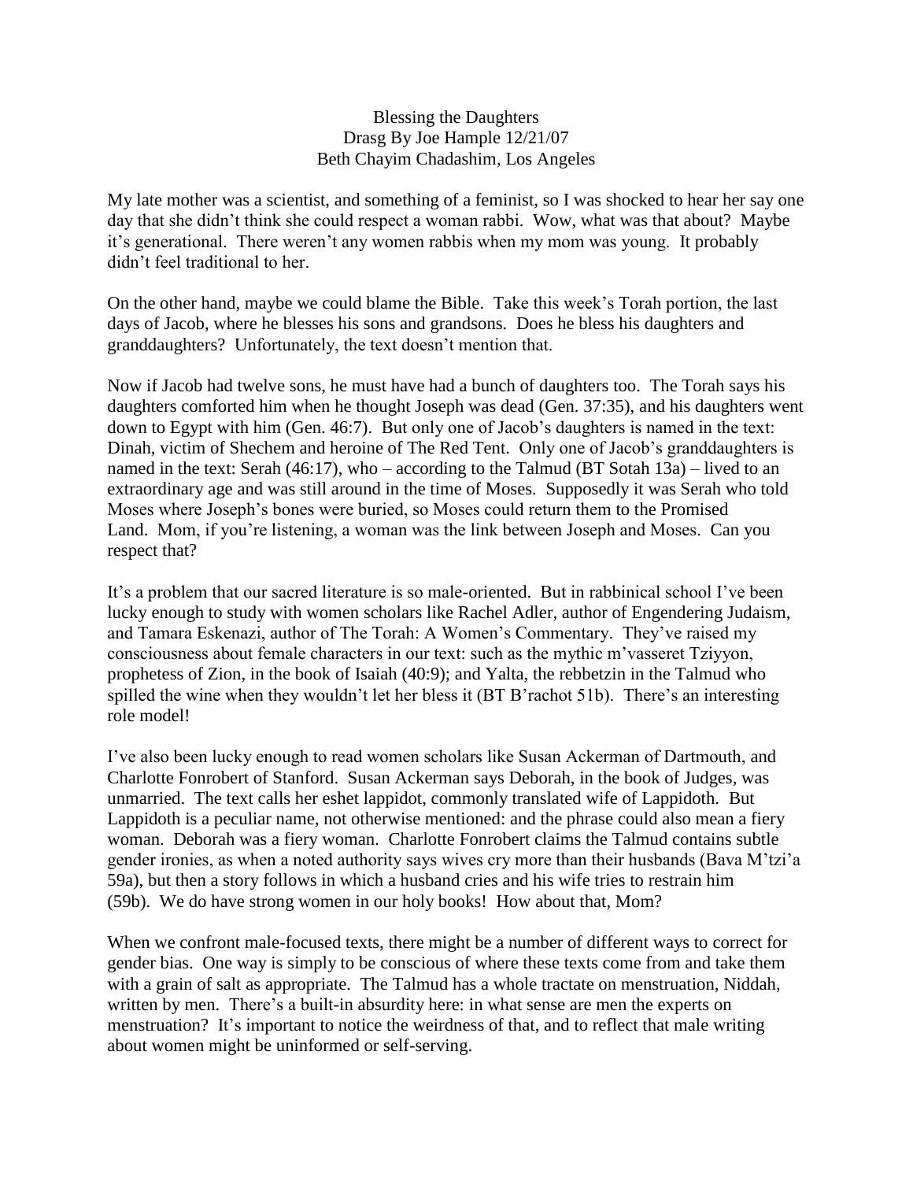# Blessing the Daughters

Drasg By Joe Hample 12/21/07

Beth Chayim Chadashim, Los Angeles

My late mother was a scientist, and something of a feminist, so I was shocked to hear her say one day that she didn't think she could respect a woman rabbi. Wow, what was that about? Maybe it's generational. There weren't any women rabbis when my mom was young. It probably didn't feel traditional to her.

On the other hand, maybe we could blame the Bible. Take this week's Torah portion, the last days of Jacob, where he blesses his sons and grandsons. Does he bless his daughters and granddaughters? Unfortunately, the text doesn't mention that.

Now if Jacob had twelve sons, he must have had a bunch of daughters too. The Torah says his daughters comforted him when he thought Joseph was dead (Gen. 37:35), and his daughters went down to Egypt with him (Gen. 46:7). But only one of Jacob's daughters is named in the text: Dinah, victim of Shechem and heroine of The Red Tent. Only one of Jacob's granddaughters is named in the text: Serah (46:17), who – according to the Talmud (BT Sotah 13a) – lived to an extraordinary age and was still around in the time of Moses. Supposedly it was Serah who told Moses where Joseph's bones were buried, so Moses could return them to the Promised Land. Mom, if you're listening, a woman was the link between Joseph and Moses. Can you respect that?

It's a problem that our sacred literature is so male-oriented. But in rabbinical school I've been lucky enough to study with women scholars like Rachel Adler, author of Engendering Judaism, and Tamara Eskenazi, author of The Torah: A Women's Commentary. They've raised my consciousness about female characters in our text: such as the mythic m'vasseret Tziyyon, prophetess of Zion, in the book of Isaiah (40:9); and Yalta, the rebbetzin in the Talmud who spilled the wine when they wouldn't let her bless it (BT B'rachot 51b). There's an interesting role model!

I've also been lucky enough to read women scholars like Susan Ackerman of Dartmouth, and Charlotte Fonrobert of Stanford. Susan Ackerman says Deborah, in the book of Judges, was unmarried. The text calls her eshet lappidot, commonly translated wife of Lappidoth. But Lappidoth is a peculiar name, not otherwise mentioned: and the phrase could also mean a fiery woman. Deborah was a fiery woman. Charlotte Fonrobert claims the Talmud contains subtle gender ironies, as when a noted authority says wives cry more than their husbands (Bava M'tzi'a 59a), but then a story follows in which a husband cries and his wife tries to restrain him (59b). We do have strong women in our holy books! How about that, Mom?

When we confront male-focused texts, there might be a number of different ways to correct for gender bias. One way is simply to be conscious of where these texts come from and take them with a grain of salt as appropriate. The Talmud has a whole tractate on menstruation, Niddah, written by men. There's a built-in absurdity here: in what sense are men the experts on menstruation? It's important to notice the weirdness of that, and to reflect that male writing about women might be uninformed or self-serving.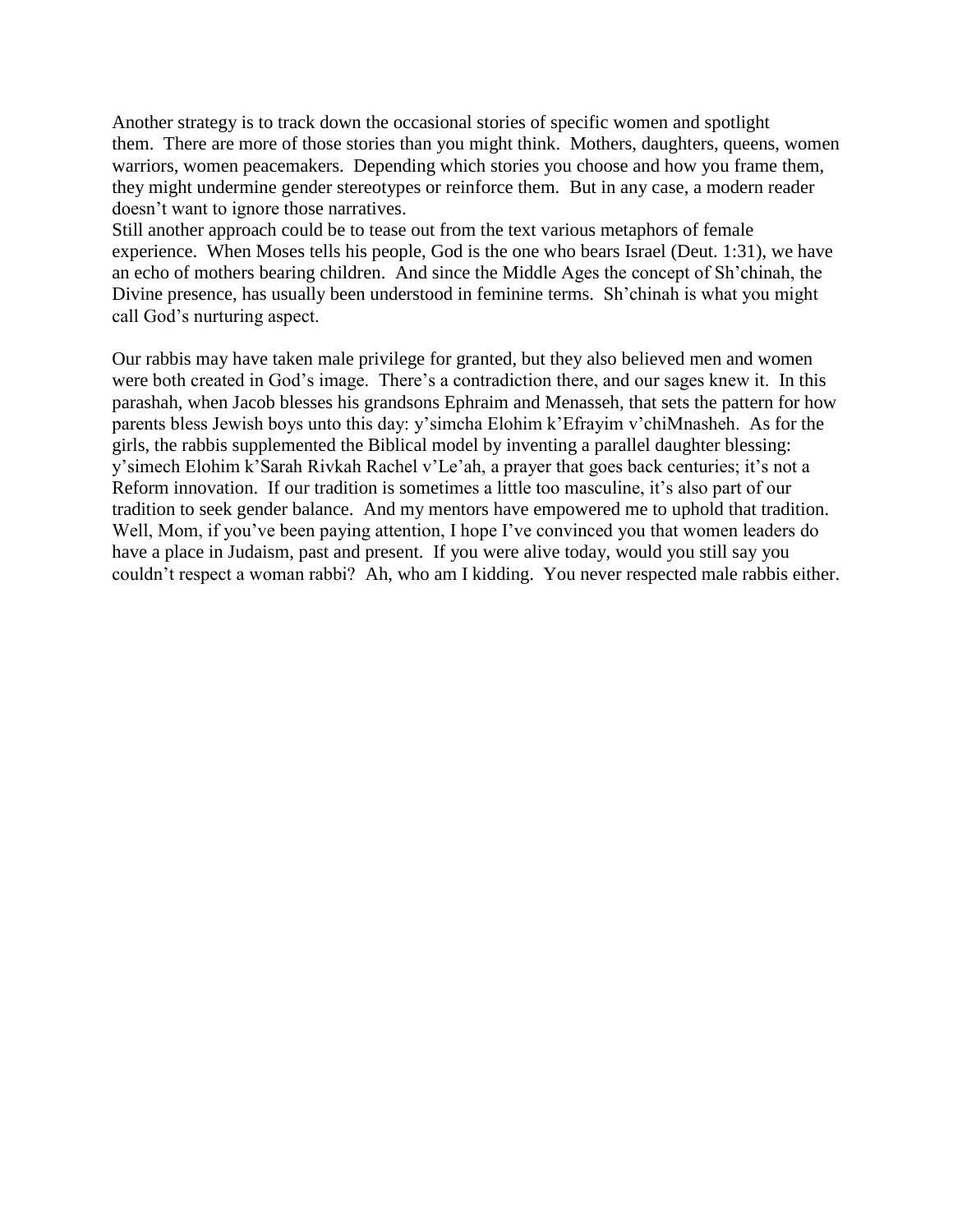Another strategy is to track down the occasional stories of specific women and spotlight them. There are more of those stories than you might think. Mothers, daughters, queens, women warriors, women peacemakers. Depending which stories you choose and how you frame them, they might undermine gender stereotypes or reinforce them. But in any case, a modern reader doesn't want to ignore those narratives.

Still another approach could be to tease out from the text various metaphors of female experience. When Moses tells his people, God is the one who bears Israel (Deut. 1:31), we have an echo of mothers bearing children. And since the Middle Ages the concept of Sh'chinah, the Divine presence, has usually been understood in feminine terms. Sh'chinah is what you might call God's nurturing aspect.

Our rabbis may have taken male privilege for granted, but they also believed men and women were both created in God's image. There's a contradiction there, and our sages knew it. In this parashah, when Jacob blesses his grandsons Ephraim and Menasseh, that sets the pattern for how parents bless Jewish boys unto this day: y'simcha Elohim k'Efrayim v'chiMnasheh. As for the girls, the rabbis supplemented the Biblical model by inventing a parallel daughter blessing: y'simech Elohim k'Sarah Rivkah Rachel v'Le'ah, a prayer that goes back centuries; it's not a Reform innovation. If our tradition is sometimes a little too masculine, it's also part of our tradition to seek gender balance. And my mentors have empowered me to uphold that tradition.

Well, Mom, if you've been paying attention, I hope I've convinced you that women leaders do have a place in Judaism, past and present. If you were alive today, would you still say you couldn't respect a woman rabbi? Ah, who am I kidding. You never respected male rabbis either.